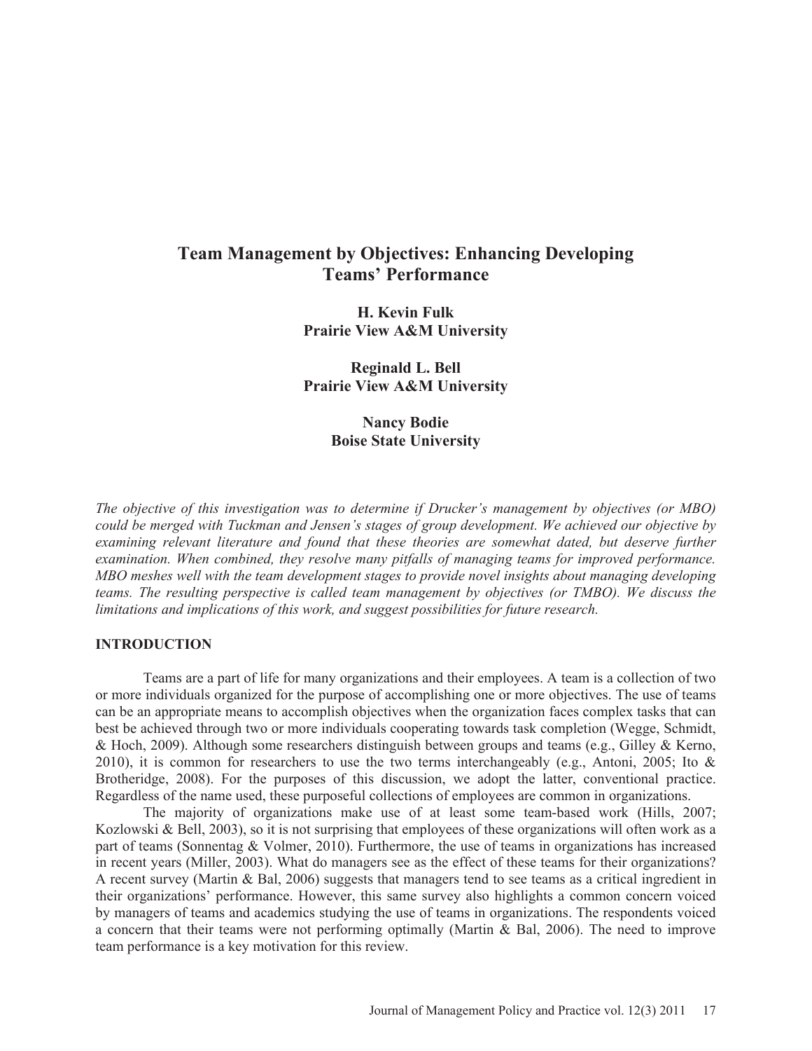# Team Management by Objectives: Enhancing Developing Teams' Performance

**H. Kevin Fulk**
**Prairie View A&M University**

**Reginald L. Bell**
**Prairie View A&M University**

**Nancy Bodie**
**Boise State University**

*The objective of this investigation was to determine if Drucker's management by objectives (or MBO) could be merged with Tuckman and Jensen's stages of group development. We achieved our objective by examining relevant literature and found that these theories are somewhat dated, but deserve further examination. When combined, they resolve many pitfalls of managing teams for improved performance. MBO meshes well with the team development stages to provide novel insights about managing developing teams. The resulting perspective is called team management by objectives (or TMBO). We discuss the limitations and implications of this work, and suggest possibilities for future research.*

## INTRODUCTION

Teams are a part of life for many organizations and their employees. A team is a collection of two or more individuals organized for the purpose of accomplishing one or more objectives. The use of teams can be an appropriate means to accomplish objectives when the organization faces complex tasks that can best be achieved through two or more individuals cooperating towards task completion (Wegge, Schmidt, & Hoch, 2009). Although some researchers distinguish between groups and teams (e.g., Gilley & Kerno, 2010), it is common for researchers to use the two terms interchangeably (e.g., Antoni, 2005; Ito & Brotheridge, 2008). For the purposes of this discussion, we adopt the latter, conventional practice. Regardless of the name used, these purposeful collections of employees are common in organizations.

The majority of organizations make use of at least some team-based work (Hills, 2007; Kozlowski & Bell, 2003), so it is not surprising that employees of these organizations will often work as a part of teams (Sonnentag & Volmer, 2010). Furthermore, the use of teams in organizations has increased in recent years (Miller, 2003). What do managers see as the effect of these teams for their organizations? A recent survey (Martin & Bal, 2006) suggests that managers tend to see teams as a critical ingredient in their organizations' performance. However, this same survey also highlights a common concern voiced by managers of teams and academics studying the use of teams in organizations. The respondents voiced a concern that their teams were not performing optimally (Martin & Bal, 2006). The need to improve team performance is a key motivation for this review.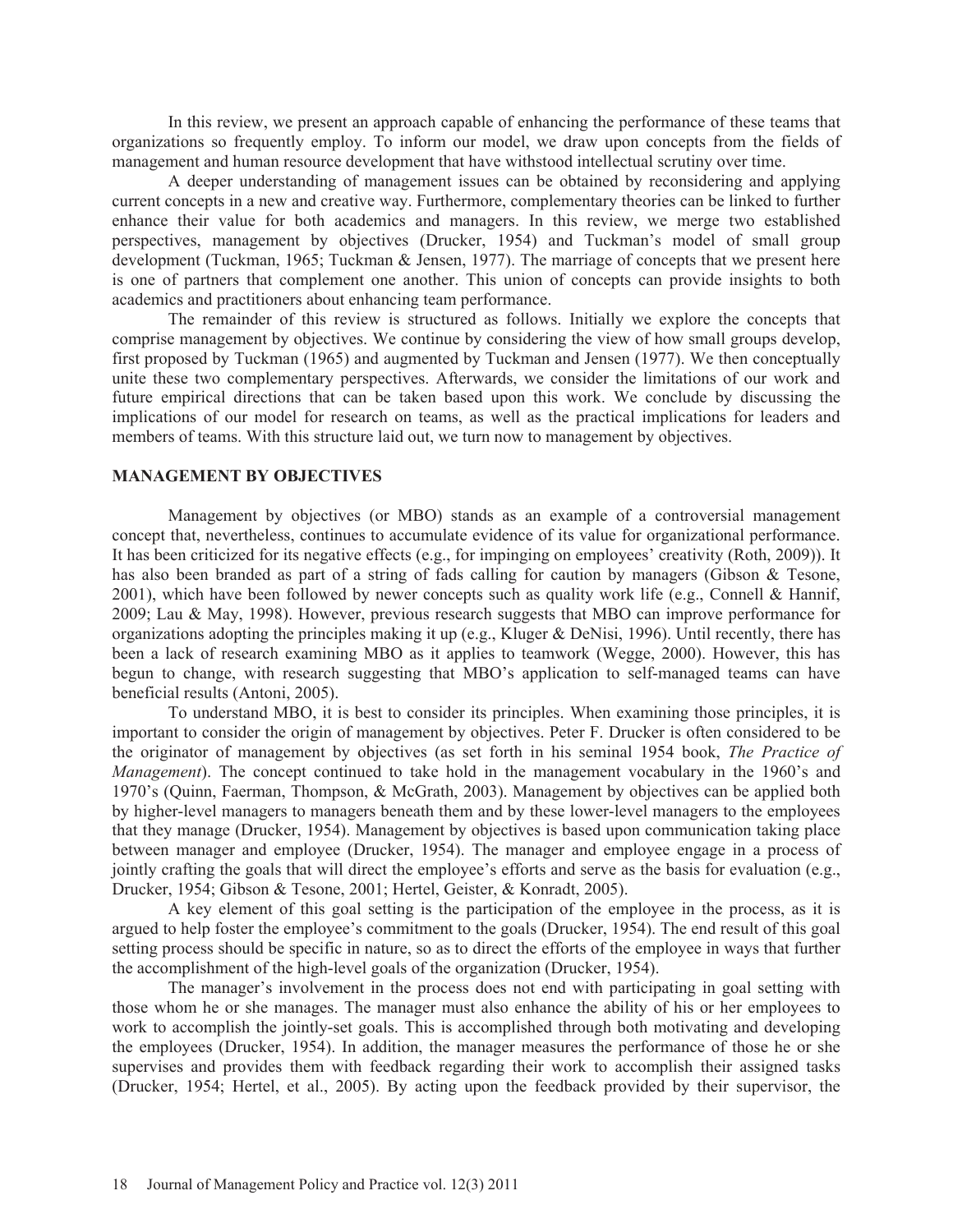In this review, we present an approach capable of enhancing the performance of these teams that organizations so frequently employ. To inform our model, we draw upon concepts from the fields of management and human resource development that have withstood intellectual scrutiny over time.

A deeper understanding of management issues can be obtained by reconsidering and applying current concepts in a new and creative way. Furthermore, complementary theories can be linked to further enhance their value for both academics and managers. In this review, we merge two established perspectives, management by objectives (Drucker, 1954) and Tuckman's model of small group development (Tuckman, 1965; Tuckman & Jensen, 1977). The marriage of concepts that we present here is one of partners that complement one another. This union of concepts can provide insights to both academics and practitioners about enhancing team performance.

The remainder of this review is structured as follows. Initially we explore the concepts that comprise management by objectives. We continue by considering the view of how small groups develop, first proposed by Tuckman (1965) and augmented by Tuckman and Jensen (1977). We then conceptually unite these two complementary perspectives. Afterwards, we consider the limitations of our work and future empirical directions that can be taken based upon this work. We conclude by discussing the implications of our model for research on teams, as well as the practical implications for leaders and members of teams. With this structure laid out, we turn now to management by objectives.

## MANAGEMENT BY OBJECTIVES

Management by objectives (or MBO) stands as an example of a controversial management concept that, nevertheless, continues to accumulate evidence of its value for organizational performance. It has been criticized for its negative effects (e.g., for impinging on employees' creativity (Roth, 2009)). It has also been branded as part of a string of fads calling for caution by managers (Gibson & Tesone, 2001), which have been followed by newer concepts such as quality work life (e.g., Connell & Hannif, 2009; Lau & May, 1998). However, previous research suggests that MBO can improve performance for organizations adopting the principles making it up (e.g., Kluger & DeNisi, 1996). Until recently, there has been a lack of research examining MBO as it applies to teamwork (Wegge, 2000). However, this has begun to change, with research suggesting that MBO's application to self-managed teams can have beneficial results (Antoni, 2005).

To understand MBO, it is best to consider its principles. When examining those principles, it is important to consider the origin of management by objectives. Peter F. Drucker is often considered to be the originator of management by objectives (as set forth in his seminal 1954 book, *The Practice of Management*). The concept continued to take hold in the management vocabulary in the 1960's and 1970's (Quinn, Faerman, Thompson, & McGrath, 2003). Management by objectives can be applied both by higher-level managers to managers beneath them and by these lower-level managers to the employees that they manage (Drucker, 1954). Management by objectives is based upon communication taking place between manager and employee (Drucker, 1954). The manager and employee engage in a process of jointly crafting the goals that will direct the employee's efforts and serve as the basis for evaluation (e.g., Drucker, 1954; Gibson & Tesone, 2001; Hertel, Geister, & Konradt, 2005).

A key element of this goal setting is the participation of the employee in the process, as it is argued to help foster the employee's commitment to the goals (Drucker, 1954). The end result of this goal setting process should be specific in nature, so as to direct the efforts of the employee in ways that further the accomplishment of the high-level goals of the organization (Drucker, 1954).

The manager's involvement in the process does not end with participating in goal setting with those whom he or she manages. The manager must also enhance the ability of his or her employees to work to accomplish the jointly-set goals. This is accomplished through both motivating and developing the employees (Drucker, 1954). In addition, the manager measures the performance of those he or she supervises and provides them with feedback regarding their work to accomplish their assigned tasks (Drucker, 1954; Hertel, et al., 2005). By acting upon the feedback provided by their supervisor, the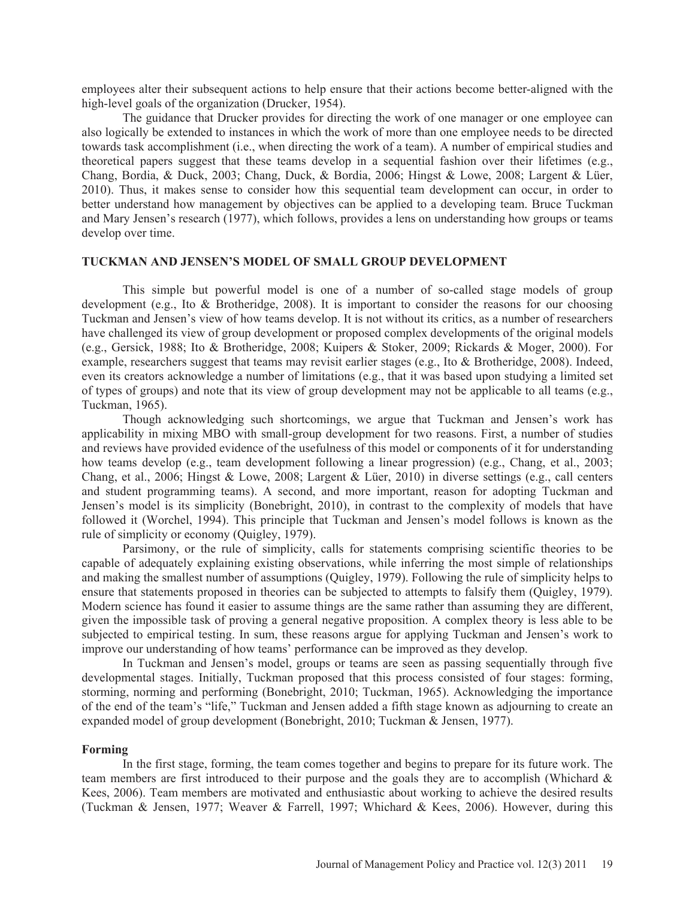employees alter their subsequent actions to help ensure that their actions become better-aligned with the high-level goals of the organization (Drucker, 1954).

The guidance that Drucker provides for directing the work of one manager or one employee can also logically be extended to instances in which the work of more than one employee needs to be directed towards task accomplishment (i.e., when directing the work of a team). A number of empirical studies and theoretical papers suggest that these teams develop in a sequential fashion over their lifetimes (e.g., Chang, Bordia, & Duck, 2003; Chang, Duck, & Bordia, 2006; Hingst & Lowe, 2008; Largent & Lüer, 2010). Thus, it makes sense to consider how this sequential team development can occur, in order to better understand how management by objectives can be applied to a developing team. Bruce Tuckman and Mary Jensen's research (1977), which follows, provides a lens on understanding how groups or teams develop over time.

## TUCKMAN AND JENSEN'S MODEL OF SMALL GROUP DEVELOPMENT

This simple but powerful model is one of a number of so-called stage models of group development (e.g., Ito & Brotheridge, 2008). It is important to consider the reasons for our choosing Tuckman and Jensen's view of how teams develop. It is not without its critics, as a number of researchers have challenged its view of group development or proposed complex developments of the original models (e.g., Gersick, 1988; Ito & Brotheridge, 2008; Kuipers & Stoker, 2009; Rickards & Moger, 2000). For example, researchers suggest that teams may revisit earlier stages (e.g., Ito & Brotheridge, 2008). Indeed, even its creators acknowledge a number of limitations (e.g., that it was based upon studying a limited set of types of groups) and note that its view of group development may not be applicable to all teams (e.g., Tuckman, 1965).

Though acknowledging such shortcomings, we argue that Tuckman and Jensen's work has applicability in mixing MBO with small-group development for two reasons. First, a number of studies and reviews have provided evidence of the usefulness of this model or components of it for understanding how teams develop (e.g., team development following a linear progression) (e.g., Chang, et al., 2003; Chang, et al., 2006; Hingst & Lowe, 2008; Largent & Lüer, 2010) in diverse settings (e.g., call centers and student programming teams). A second, and more important, reason for adopting Tuckman and Jensen's model is its simplicity (Bonebright, 2010), in contrast to the complexity of models that have followed it (Worchel, 1994). This principle that Tuckman and Jensen's model follows is known as the rule of simplicity or economy (Quigley, 1979).

Parsimony, or the rule of simplicity, calls for statements comprising scientific theories to be capable of adequately explaining existing observations, while inferring the most simple of relationships and making the smallest number of assumptions (Quigley, 1979). Following the rule of simplicity helps to ensure that statements proposed in theories can be subjected to attempts to falsify them (Quigley, 1979). Modern science has found it easier to assume things are the same rather than assuming they are different, given the impossible task of proving a general negative proposition. A complex theory is less able to be subjected to empirical testing. In sum, these reasons argue for applying Tuckman and Jensen's work to improve our understanding of how teams' performance can be improved as they develop.

In Tuckman and Jensen's model, groups or teams are seen as passing sequentially through five developmental stages. Initially, Tuckman proposed that this process consisted of four stages: forming, storming, norming and performing (Bonebright, 2010; Tuckman, 1965). Acknowledging the importance of the end of the team's "life," Tuckman and Jensen added a fifth stage known as adjourning to create an expanded model of group development (Bonebright, 2010; Tuckman & Jensen, 1977).

### Forming

In the first stage, forming, the team comes together and begins to prepare for its future work. The team members are first introduced to their purpose and the goals they are to accomplish (Whichard & Kees, 2006). Team members are motivated and enthusiastic about working to achieve the desired results (Tuckman & Jensen, 1977; Weaver & Farrell, 1997; Whichard & Kees, 2006). However, during this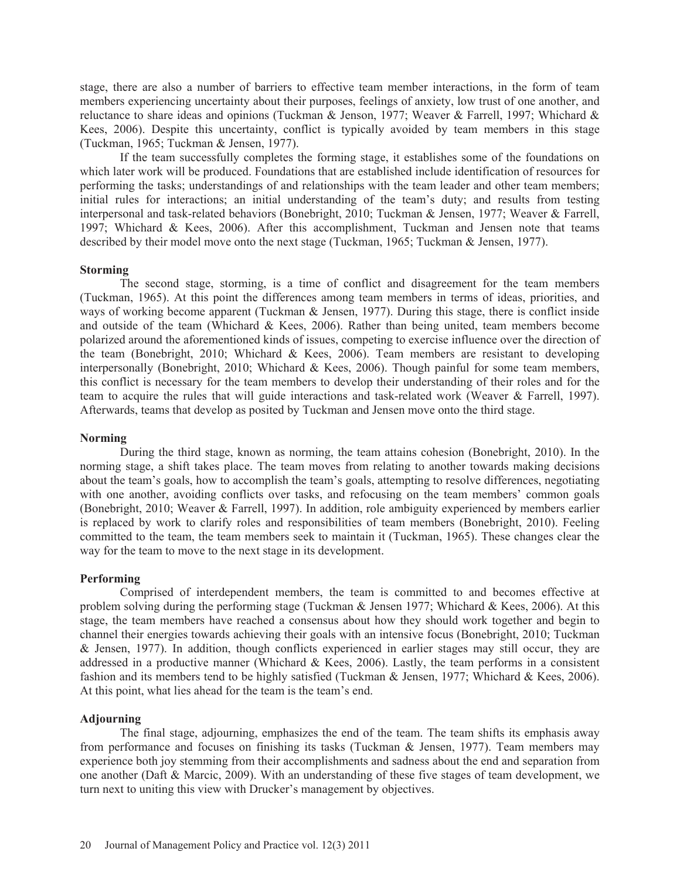stage, there are also a number of barriers to effective team member interactions, in the form of team members experiencing uncertainty about their purposes, feelings of anxiety, low trust of one another, and reluctance to share ideas and opinions (Tuckman & Jenson, 1977; Weaver & Farrell, 1997; Whichard & Kees, 2006). Despite this uncertainty, conflict is typically avoided by team members in this stage (Tuckman, 1965; Tuckman & Jensen, 1977).

If the team successfully completes the forming stage, it establishes some of the foundations on which later work will be produced. Foundations that are established include identification of resources for performing the tasks; understandings of and relationships with the team leader and other team members; initial rules for interactions; an initial understanding of the team's duty; and results from testing interpersonal and task-related behaviors (Bonebright, 2010; Tuckman & Jensen, 1977; Weaver & Farrell, 1997; Whichard & Kees, 2006). After this accomplishment, Tuckman and Jensen note that teams described by their model move onto the next stage (Tuckman, 1965; Tuckman & Jensen, 1977).

**Storming**

The second stage, storming, is a time of conflict and disagreement for the team members (Tuckman, 1965). At this point the differences among team members in terms of ideas, priorities, and ways of working become apparent (Tuckman & Jensen, 1977). During this stage, there is conflict inside and outside of the team (Whichard & Kees, 2006). Rather than being united, team members become polarized around the aforementioned kinds of issues, competing to exercise influence over the direction of the team (Bonebright, 2010; Whichard & Kees, 2006). Team members are resistant to developing interpersonally (Bonebright, 2010; Whichard & Kees, 2006). Though painful for some team members, this conflict is necessary for the team members to develop their understanding of their roles and for the team to acquire the rules that will guide interactions and task-related work (Weaver & Farrell, 1997). Afterwards, teams that develop as posited by Tuckman and Jensen move onto the third stage.

**Norming**

During the third stage, known as norming, the team attains cohesion (Bonebright, 2010). In the norming stage, a shift takes place. The team moves from relating to another towards making decisions about the team's goals, how to accomplish the team's goals, attempting to resolve differences, negotiating with one another, avoiding conflicts over tasks, and refocusing on the team members' common goals (Bonebright, 2010; Weaver & Farrell, 1997). In addition, role ambiguity experienced by members earlier is replaced by work to clarify roles and responsibilities of team members (Bonebright, 2010). Feeling committed to the team, the team members seek to maintain it (Tuckman, 1965). These changes clear the way for the team to move to the next stage in its development.

**Performing**

Comprised of interdependent members, the team is committed to and becomes effective at problem solving during the performing stage (Tuckman & Jensen 1977; Whichard & Kees, 2006). At this stage, the team members have reached a consensus about how they should work together and begin to channel their energies towards achieving their goals with an intensive focus (Bonebright, 2010; Tuckman & Jensen, 1977). In addition, though conflicts experienced in earlier stages may still occur, they are addressed in a productive manner (Whichard & Kees, 2006). Lastly, the team performs in a consistent fashion and its members tend to be highly satisfied (Tuckman & Jensen, 1977; Whichard & Kees, 2006). At this point, what lies ahead for the team is the team's end.

**Adjourning**

The final stage, adjourning, emphasizes the end of the team. The team shifts its emphasis away from performance and focuses on finishing its tasks (Tuckman & Jensen, 1977). Team members may experience both joy stemming from their accomplishments and sadness about the end and separation from one another (Daft & Marcic, 2009). With an understanding of these five stages of team development, we turn next to uniting this view with Drucker's management by objectives.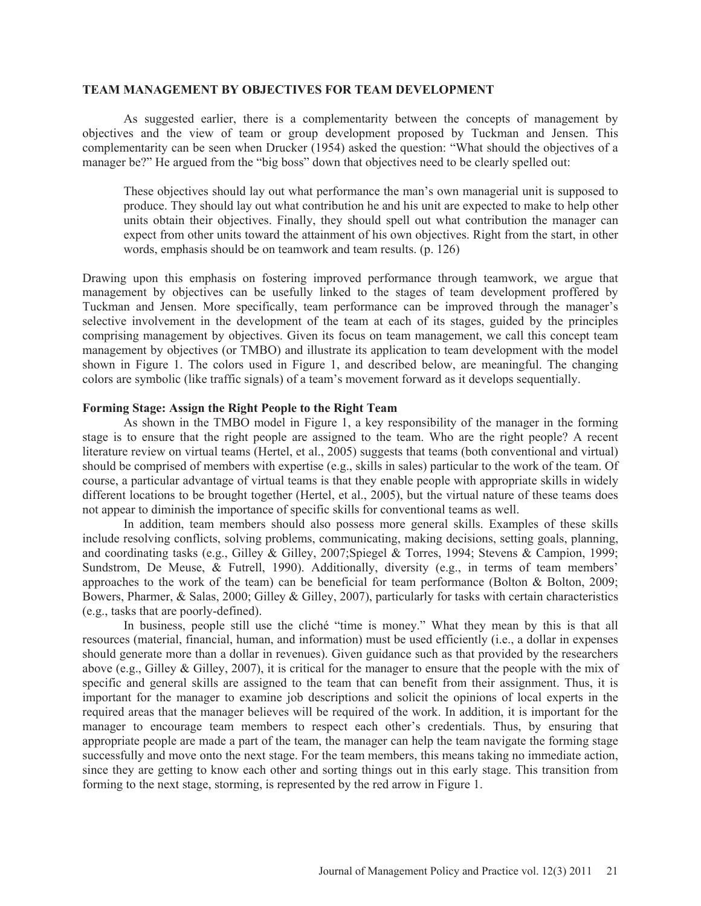## TEAM MANAGEMENT BY OBJECTIVES FOR TEAM DEVELOPMENT

As suggested earlier, there is a complementarity between the concepts of management by objectives and the view of team or group development proposed by Tuckman and Jensen. This complementarity can be seen when Drucker (1954) asked the question: "What should the objectives of a manager be?" He argued from the "big boss" down that objectives need to be clearly spelled out:

> These objectives should lay out what performance the man's own managerial unit is supposed to produce. They should lay out what contribution he and his unit are expected to make to help other units obtain their objectives. Finally, they should spell out what contribution the manager can expect from other units toward the attainment of his own objectives. Right from the start, in other words, emphasis should be on teamwork and team results. (p. 126)

Drawing upon this emphasis on fostering improved performance through teamwork, we argue that management by objectives can be usefully linked to the stages of team development proffered by Tuckman and Jensen. More specifically, team performance can be improved through the manager's selective involvement in the development of the team at each of its stages, guided by the principles comprising management by objectives. Given its focus on team management, we call this concept team management by objectives (or TMBO) and illustrate its application to team development with the model shown in Figure 1. The colors used in Figure 1, and described below, are meaningful. The changing colors are symbolic (like traffic signals) of a team's movement forward as it develops sequentially.

### Forming Stage: Assign the Right People to the Right Team

As shown in the TMBO model in Figure 1, a key responsibility of the manager in the forming stage is to ensure that the right people are assigned to the team. Who are the right people? A recent literature review on virtual teams (Hertel, et al., 2005) suggests that teams (both conventional and virtual) should be comprised of members with expertise (e.g., skills in sales) particular to the work of the team. Of course, a particular advantage of virtual teams is that they enable people with appropriate skills in widely different locations to be brought together (Hertel, et al., 2005), but the virtual nature of these teams does not appear to diminish the importance of specific skills for conventional teams as well.

In addition, team members should also possess more general skills. Examples of these skills include resolving conflicts, solving problems, communicating, making decisions, setting goals, planning, and coordinating tasks (e.g., Gilley & Gilley, 2007;Spiegel & Torres, 1994; Stevens & Campion, 1999; Sundstrom, De Meuse, & Futrell, 1990). Additionally, diversity (e.g., in terms of team members' approaches to the work of the team) can be beneficial for team performance (Bolton & Bolton, 2009; Bowers, Pharmer, & Salas, 2000; Gilley & Gilley, 2007), particularly for tasks with certain characteristics (e.g., tasks that are poorly-defined).

In business, people still use the cliché "time is money." What they mean by this is that all resources (material, financial, human, and information) must be used efficiently (i.e., a dollar in expenses should generate more than a dollar in revenues). Given guidance such as that provided by the researchers above (e.g., Gilley & Gilley, 2007), it is critical for the manager to ensure that the people with the mix of specific and general skills are assigned to the team that can benefit from their assignment. Thus, it is important for the manager to examine job descriptions and solicit the opinions of local experts in the required areas that the manager believes will be required of the work. In addition, it is important for the manager to encourage team members to respect each other's credentials. Thus, by ensuring that appropriate people are made a part of the team, the manager can help the team navigate the forming stage successfully and move onto the next stage. For the team members, this means taking no immediate action, since they are getting to know each other and sorting things out in this early stage. This transition from forming to the next stage, storming, is represented by the red arrow in Figure 1.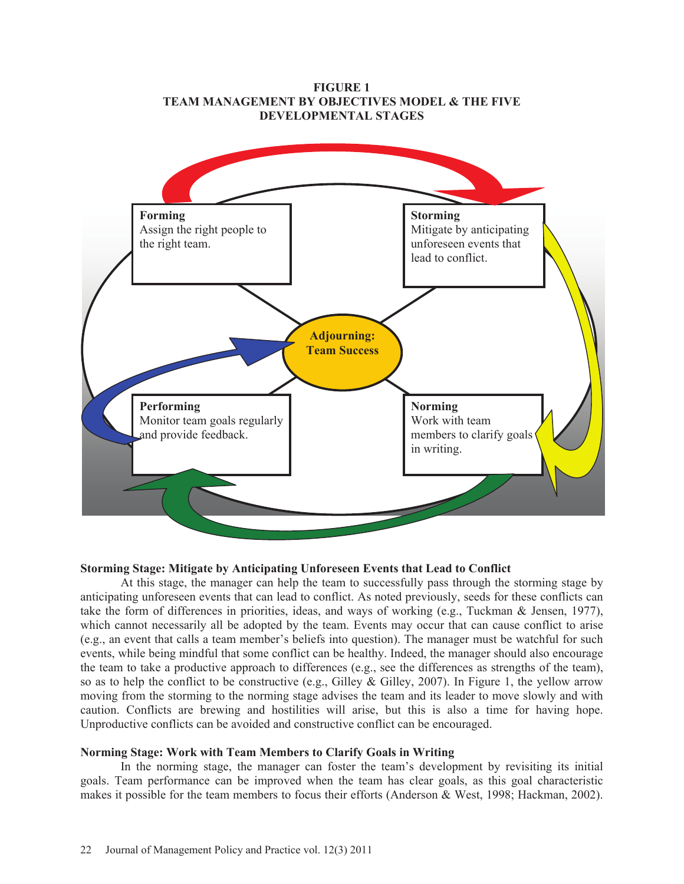**FIGURE 1**
**TEAM MANAGEMENT BY OBJECTIVES MODEL & THE FIVE DEVELOPMENTAL STAGES**

**Forming**
Assign the right people to the right team.

**Storming**
Mitigate by anticipating unforeseen events that lead to conflict.

**Adjourning: Team Success**

**Performing**
Monitor team goals regularly and provide feedback.

**Norming**
Work with team members to clarify goals in writing.

### Storming Stage: Mitigate by Anticipating Unforeseen Events that Lead to Conflict

At this stage, the manager can help the team to successfully pass through the storming stage by anticipating unforeseen events that can lead to conflict. As noted previously, seeds for these conflicts can take the form of differences in priorities, ideas, and ways of working (e.g., Tuckman & Jensen, 1977), which cannot necessarily all be adopted by the team. Events may occur that can cause conflict to arise (e.g., an event that calls a team member's beliefs into question). The manager must be watchful for such events, while being mindful that some conflict can be healthy. Indeed, the manager should also encourage the team to take a productive approach to differences (e.g., see the differences as strengths of the team), so as to help the conflict to be constructive (e.g., Gilley & Gilley, 2007). In Figure 1, the yellow arrow moving from the storming to the norming stage advises the team and its leader to move slowly and with caution. Conflicts are brewing and hostilities will arise, but this is also a time for having hope. Unproductive conflicts can be avoided and constructive conflict can be encouraged.

### Norming Stage: Work with Team Members to Clarify Goals in Writing

In the norming stage, the manager can foster the team's development by revisiting its initial goals. Team performance can be improved when the team has clear goals, as this goal characteristic makes it possible for the team members to focus their efforts (Anderson & West, 1998; Hackman, 2002).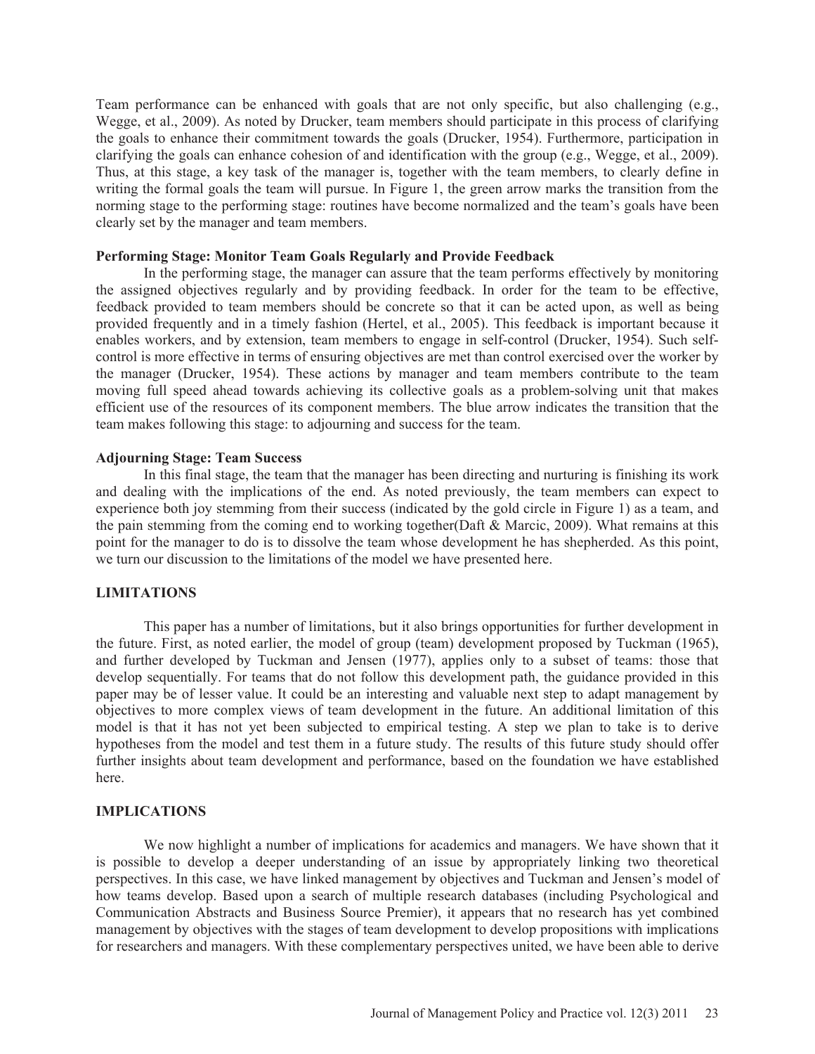Team performance can be enhanced with goals that are not only specific, but also challenging (e.g., Wegge, et al., 2009). As noted by Drucker, team members should participate in this process of clarifying the goals to enhance their commitment towards the goals (Drucker, 1954). Furthermore, participation in clarifying the goals can enhance cohesion of and identification with the group (e.g., Wegge, et al., 2009). Thus, at this stage, a key task of the manager is, together with the team members, to clearly define in writing the formal goals the team will pursue. In Figure 1, the green arrow marks the transition from the norming stage to the performing stage: routines have become normalized and the team's goals have been clearly set by the manager and team members.

**Performing Stage: Monitor Team Goals Regularly and Provide Feedback**

In the performing stage, the manager can assure that the team performs effectively by monitoring the assigned objectives regularly and by providing feedback. In order for the team to be effective, feedback provided to team members should be concrete so that it can be acted upon, as well as being provided frequently and in a timely fashion (Hertel, et al., 2005). This feedback is important because it enables workers, and by extension, team members to engage in self-control (Drucker, 1954). Such self-control is more effective in terms of ensuring objectives are met than control exercised over the worker by the manager (Drucker, 1954). These actions by manager and team members contribute to the team moving full speed ahead towards achieving its collective goals as a problem-solving unit that makes efficient use of the resources of its component members. The blue arrow indicates the transition that the team makes following this stage: to adjourning and success for the team.

**Adjourning Stage: Team Success**

In this final stage, the team that the manager has been directing and nurturing is finishing its work and dealing with the implications of the end. As noted previously, the team members can expect to experience both joy stemming from their success (indicated by the gold circle in Figure 1) as a team, and the pain stemming from the coming end to working together(Daft & Marcic, 2009). What remains at this point for the manager to do is to dissolve the team whose development he has shepherded. As this point, we turn our discussion to the limitations of the model we have presented here.

## LIMITATIONS

This paper has a number of limitations, but it also brings opportunities for further development in the future. First, as noted earlier, the model of group (team) development proposed by Tuckman (1965), and further developed by Tuckman and Jensen (1977), applies only to a subset of teams: those that develop sequentially. For teams that do not follow this development path, the guidance provided in this paper may be of lesser value. It could be an interesting and valuable next step to adapt management by objectives to more complex views of team development in the future. An additional limitation of this model is that it has not yet been subjected to empirical testing. A step we plan to take is to derive hypotheses from the model and test them in a future study. The results of this future study should offer further insights about team development and performance, based on the foundation we have established here.

## IMPLICATIONS

We now highlight a number of implications for academics and managers. We have shown that it is possible to develop a deeper understanding of an issue by appropriately linking two theoretical perspectives. In this case, we have linked management by objectives and Tuckman and Jensen's model of how teams develop. Based upon a search of multiple research databases (including Psychological and Communication Abstracts and Business Source Premier), it appears that no research has yet combined management by objectives with the stages of team development to develop propositions with implications for researchers and managers. With these complementary perspectives united, we have been able to derive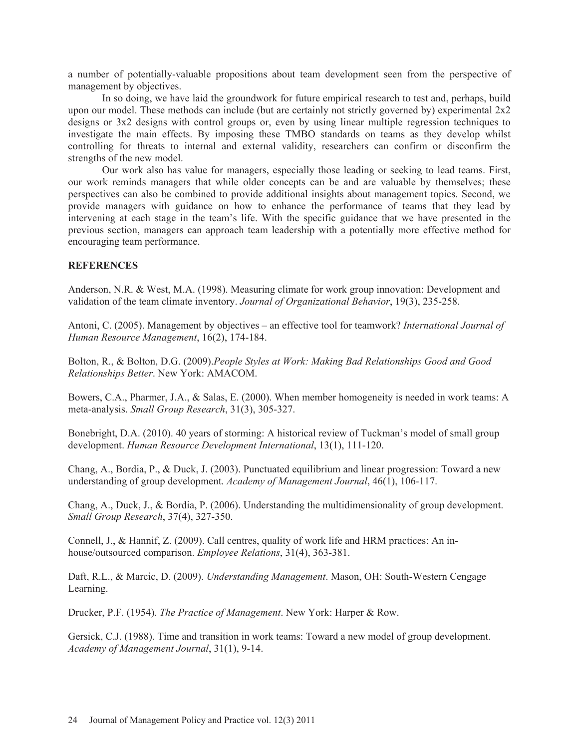a number of potentially-valuable propositions about team development seen from the perspective of management by objectives.

In so doing, we have laid the groundwork for future empirical research to test and, perhaps, build upon our model. These methods can include (but are certainly not strictly governed by) experimental 2x2 designs or 3x2 designs with control groups or, even by using linear multiple regression techniques to investigate the main effects. By imposing these TMBO standards on teams as they develop whilst controlling for threats to internal and external validity, researchers can confirm or disconfirm the strengths of the new model.

Our work also has value for managers, especially those leading or seeking to lead teams. First, our work reminds managers that while older concepts can be and are valuable by themselves; these perspectives can also be combined to provide additional insights about management topics. Second, we provide managers with guidance on how to enhance the performance of teams that they lead by intervening at each stage in the team's life. With the specific guidance that we have presented in the previous section, managers can approach team leadership with a potentially more effective method for encouraging team performance.

## REFERENCES

Anderson, N.R. & West, M.A. (1998). Measuring climate for work group innovation: Development and validation of the team climate inventory. *Journal of Organizational Behavior*, 19(3), 235-258.

Antoni, C. (2005). Management by objectives – an effective tool for teamwork? *International Journal of Human Resource Management*, 16(2), 174-184.

Bolton, R., & Bolton, D.G. (2009).*People Styles at Work: Making Bad Relationships Good and Good Relationships Better*. New York: AMACOM.

Bowers, C.A., Pharmer, J.A., & Salas, E. (2000). When member homogeneity is needed in work teams: A meta-analysis. *Small Group Research*, 31(3), 305-327.

Bonebright, D.A. (2010). 40 years of storming: A historical review of Tuckman's model of small group development. *Human Resource Development International*, 13(1), 111-120.

Chang, A., Bordia, P., & Duck, J. (2003). Punctuated equilibrium and linear progression: Toward a new understanding of group development. *Academy of Management Journal*, 46(1), 106-117.

Chang, A., Duck, J., & Bordia, P. (2006). Understanding the multidimensionality of group development. *Small Group Research*, 37(4), 327-350.

Connell, J., & Hannif, Z. (2009). Call centres, quality of work life and HRM practices: An in-house/outsourced comparison. *Employee Relations*, 31(4), 363-381.

Daft, R.L., & Marcic, D. (2009). *Understanding Management*. Mason, OH: South-Western Cengage Learning.

Drucker, P.F. (1954). *The Practice of Management*. New York: Harper & Row.

Gersick, C.J. (1988). Time and transition in work teams: Toward a new model of group development. *Academy of Management Journal*, 31(1), 9-14.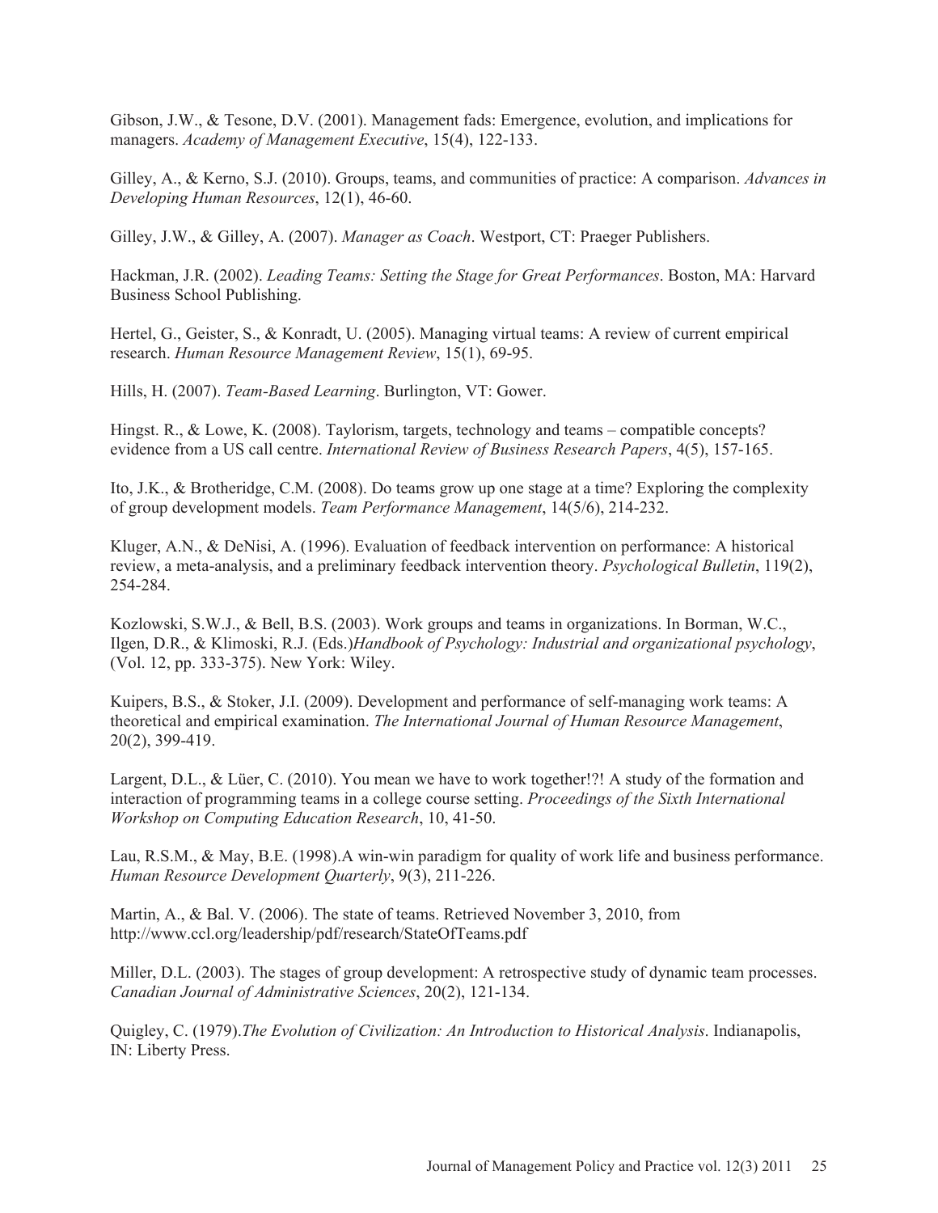Gibson, J.W., & Tesone, D.V. (2001). Management fads: Emergence, evolution, and implications for managers. *Academy of Management Executive*, 15(4), 122-133.

Gilley, A., & Kerno, S.J. (2010). Groups, teams, and communities of practice: A comparison. *Advances in Developing Human Resources*, 12(1), 46-60.

Gilley, J.W., & Gilley, A. (2007). *Manager as Coach*. Westport, CT: Praeger Publishers.

Hackman, J.R. (2002). *Leading Teams: Setting the Stage for Great Performances*. Boston, MA: Harvard Business School Publishing.

Hertel, G., Geister, S., & Konradt, U. (2005). Managing virtual teams: A review of current empirical research. *Human Resource Management Review*, 15(1), 69-95.

Hills, H. (2007). *Team-Based Learning*. Burlington, VT: Gower.

Hingst. R., & Lowe, K. (2008). Taylorism, targets, technology and teams – compatible concepts? evidence from a US call centre. *International Review of Business Research Papers*, 4(5), 157-165.

Ito, J.K., & Brotheridge, C.M. (2008). Do teams grow up one stage at a time? Exploring the complexity of group development models. *Team Performance Management*, 14(5/6), 214-232.

Kluger, A.N., & DeNisi, A. (1996). Evaluation of feedback intervention on performance: A historical review, a meta-analysis, and a preliminary feedback intervention theory. *Psychological Bulletin*, 119(2), 254-284.

Kozlowski, S.W.J., & Bell, B.S. (2003). Work groups and teams in organizations. In Borman, W.C., Ilgen, D.R., & Klimoski, R.J. (Eds.)*Handbook of Psychology: Industrial and organizational psychology*, (Vol. 12, pp. 333-375). New York: Wiley.

Kuipers, B.S., & Stoker, J.I. (2009). Development and performance of self-managing work teams: A theoretical and empirical examination. *The International Journal of Human Resource Management*, 20(2), 399-419.

Largent, D.L., & Lüer, C. (2010). You mean we have to work together!?! A study of the formation and interaction of programming teams in a college course setting. *Proceedings of the Sixth International Workshop on Computing Education Research*, 10, 41-50.

Lau, R.S.M., & May, B.E. (1998).A win-win paradigm for quality of work life and business performance. *Human Resource Development Quarterly*, 9(3), 211-226.

Martin, A., & Bal. V. (2006). The state of teams. Retrieved November 3, 2010, from http://www.ccl.org/leadership/pdf/research/StateOfTeams.pdf

Miller, D.L. (2003). The stages of group development: A retrospective study of dynamic team processes. *Canadian Journal of Administrative Sciences*, 20(2), 121-134.

Quigley, C. (1979).*The Evolution of Civilization: An Introduction to Historical Analysis*. Indianapolis, IN: Liberty Press.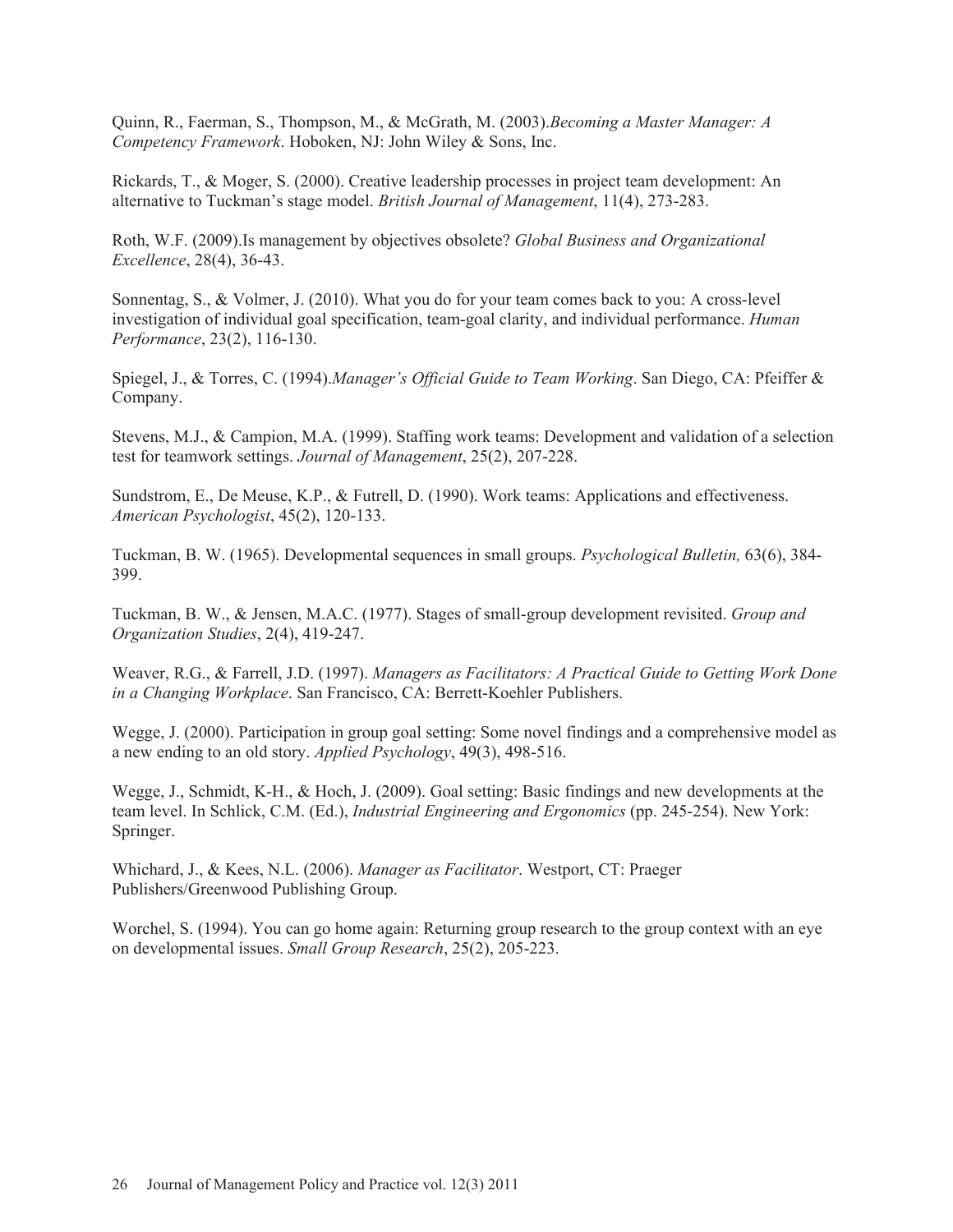Quinn, R., Faerman, S., Thompson, M., & McGrath, M. (2003).*Becoming a Master Manager: A Competency Framework*. Hoboken, NJ: John Wiley & Sons, Inc.

Rickards, T., & Moger, S. (2000). Creative leadership processes in project team development: An alternative to Tuckman's stage model. *British Journal of Management*, 11(4), 273-283.

Roth, W.F. (2009).Is management by objectives obsolete? *Global Business and Organizational Excellence*, 28(4), 36-43.

Sonnentag, S., & Volmer, J. (2010). What you do for your team comes back to you: A cross-level investigation of individual goal specification, team-goal clarity, and individual performance. *Human Performance*, 23(2), 116-130.

Spiegel, J., & Torres, C. (1994).*Manager's Official Guide to Team Working*. San Diego, CA: Pfeiffer & Company.

Stevens, M.J., & Campion, M.A. (1999). Staffing work teams: Development and validation of a selection test for teamwork settings. *Journal of Management*, 25(2), 207-228.

Sundstrom, E., De Meuse, K.P., & Futrell, D. (1990). Work teams: Applications and effectiveness. *American Psychologist*, 45(2), 120-133.

Tuckman, B. W. (1965). Developmental sequences in small groups. *Psychological Bulletin,* 63(6), 384-399.

Tuckman, B. W., & Jensen, M.A.C. (1977). Stages of small-group development revisited. *Group and Organization Studies*, 2(4), 419-247.

Weaver, R.G., & Farrell, J.D. (1997). *Managers as Facilitators: A Practical Guide to Getting Work Done in a Changing Workplace*. San Francisco, CA: Berrett-Koehler Publishers.

Wegge, J. (2000). Participation in group goal setting: Some novel findings and a comprehensive model as a new ending to an old story. *Applied Psychology*, 49(3), 498-516.

Wegge, J., Schmidt, K-H., & Hoch, J. (2009). Goal setting: Basic findings and new developments at the team level. In Schlick, C.M. (Ed.), *Industrial Engineering and Ergonomics* (pp. 245-254). New York: Springer.

Whichard, J., & Kees, N.L. (2006). *Manager as Facilitator*. Westport, CT: Praeger Publishers/Greenwood Publishing Group.

Worchel, S. (1994). You can go home again: Returning group research to the group context with an eye on developmental issues. *Small Group Research*, 25(2), 205-223.